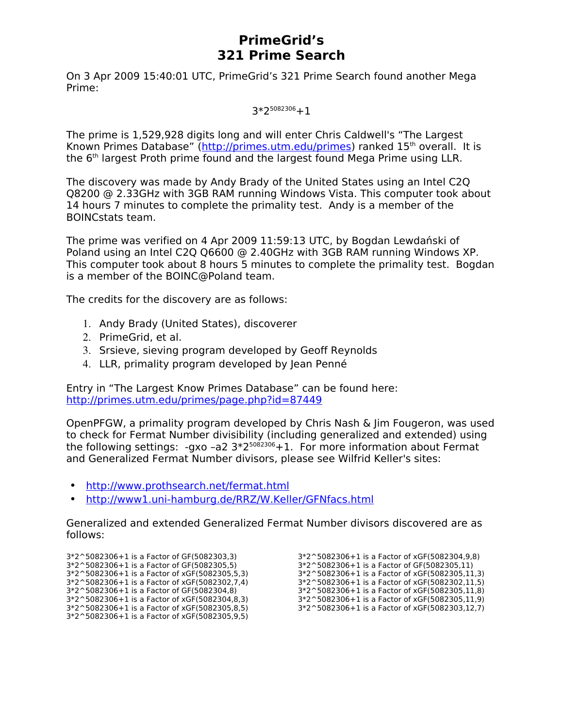# PrimeGrid's
# 321 Prime Search

On 3 Apr 2009 15:40:01 UTC, PrimeGrid's 321 Prime Search found another Mega Prime:

$$3*2^{5082306}+1$$

The prime is 1,529,928 digits long and will enter Chris Caldwell's "The Largest Known Primes Database" (http://primes.utm.edu/primes) ranked 15th overall. It is the 6th largest Proth prime found and the largest found Mega Prime using LLR.

The discovery was made by Andy Brady of the United States using an Intel C2Q Q8200 @ 2.33GHz with 3GB RAM running Windows Vista. This computer took about 14 hours 7 minutes to complete the primality test. Andy is a member of the BOINCstats team.

The prime was verified on 4 Apr 2009 11:59:13 UTC, by Bogdan Lewdański of Poland using an Intel C2Q Q6600 @ 2.40GHz with 3GB RAM running Windows XP. This computer took about 8 hours 5 minutes to complete the primality test. Bogdan is a member of the BOINC@Poland team.

The credits for the discovery are as follows:

1. Andy Brady (United States), discoverer
2. PrimeGrid, et al.
3. Srsieve, sieving program developed by Geoff Reynolds
4. LLR, primality program developed by Jean Penné

Entry in "The Largest Know Primes Database" can be found here: http://primes.utm.edu/primes/page.php?id=87449

OpenPFGW, a primality program developed by Chris Nash & Jim Fougeron, was used to check for Fermat Number divisibility (including generalized and extended) using the following settings: -gxo –a2 $3*2^{5082306}+1$. For more information about Fermat and Generalized Fermat Number divisors, please see Wilfrid Keller's sites:

- http://www.prothsearch.net/fermat.html
- http://www1.uni-hamburg.de/RRZ/W.Keller/GFNfacs.html

Generalized and extended Generalized Fermat Number divisors discovered are as follows:

```
3*2^5082306+1 is a Factor of GF(5082303,3)
3*2^5082306+1 is a Factor of GF(5082305,5)
3*2^5082306+1 is a Factor of xGF(5082305,5,3)
3*2^5082306+1 is a Factor of xGF(5082302,7,4)
3*2^5082306+1 is a Factor of GF(5082304,8)
3*2^5082306+1 is a Factor of xGF(5082304,8,3)
3*2^5082306+1 is a Factor of xGF(5082305,8,5)
3*2^5082306+1 is a Factor of xGF(5082305,9,5)
3*2^5082306+1 is a Factor of xGF(5082304,9,8)
3*2^5082306+1 is a Factor of GF(5082305,11)
3*2^5082306+1 is a Factor of xGF(5082305,11,3)
3*2^5082306+1 is a Factor of xGF(5082302,11,5)
3*2^5082306+1 is a Factor of xGF(5082305,11,8)
3*2^5082306+1 is a Factor of xGF(5082305,11,9)
3*2^5082306+1 is a Factor of xGF(5082303,12,7)
```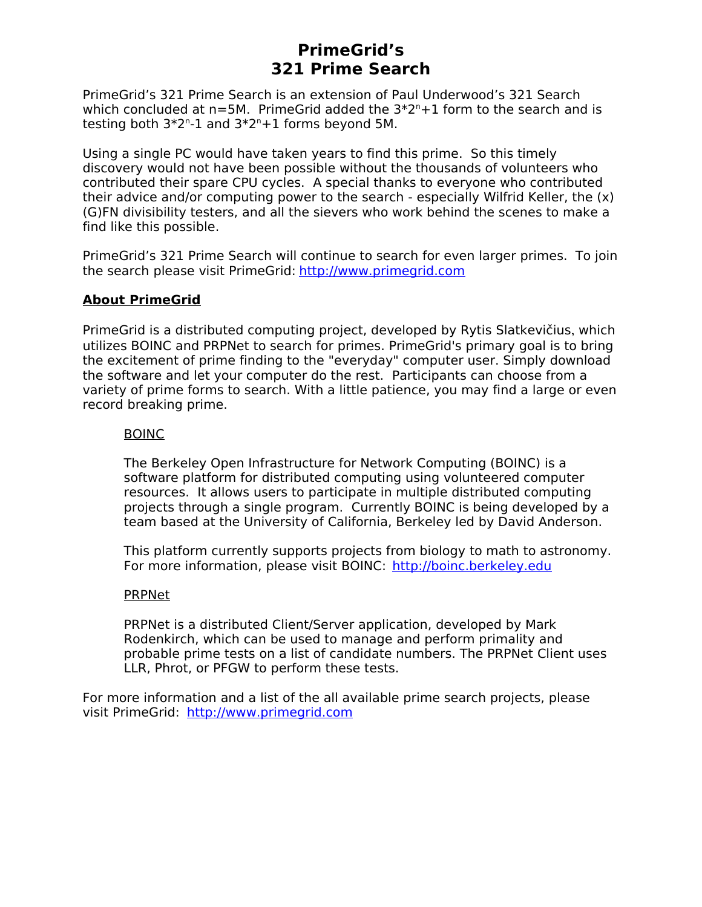# PrimeGrid's
# 321 Prime Search

PrimeGrid's 321 Prime Search is an extension of Paul Underwood's 321 Search which concluded at n=5M. PrimeGrid added the $3*2^n+1$ form to the search and is testing both $3*2^n-1$ and $3*2^n+1$ forms beyond 5M.

Using a single PC would have taken years to find this prime. So this timely discovery would not have been possible without the thousands of volunteers who contributed their spare CPU cycles. A special thanks to everyone who contributed their advice and/or computing power to the search - especially Wilfrid Keller, the (x)(G)FN divisibility testers, and all the sievers who work behind the scenes to make a find like this possible.

PrimeGrid's 321 Prime Search will continue to search for even larger primes. To join the search please visit PrimeGrid: [http://www.primegrid.com](http://www.primegrid.com)

## About PrimeGrid

PrimeGrid is a distributed computing project, developed by Rytis Slatkevičius, which utilizes BOINC and PRPNet to search for primes. PrimeGrid's primary goal is to bring the excitement of prime finding to the "everyday" computer user. Simply download the software and let your computer do the rest. Participants can choose from a variety of prime forms to search. With a little patience, you may find a large or even record breaking prime.

### BOINC

The Berkeley Open Infrastructure for Network Computing (BOINC) is a software platform for distributed computing using volunteered computer resources. It allows users to participate in multiple distributed computing projects through a single program. Currently BOINC is being developed by a team based at the University of California, Berkeley led by David Anderson.

This platform currently supports projects from biology to math to astronomy. For more information, please visit BOINC: [http://boinc.berkeley.edu](http://boinc.berkeley.edu)

### PRPNet

PRPNet is a distributed Client/Server application, developed by Mark Rodenkirch, which can be used to manage and perform primality and probable prime tests on a list of candidate numbers. The PRPNet Client uses LLR, Phrot, or PFGW to perform these tests.

For more information and a list of the all available prime search projects, please visit PrimeGrid: [http://www.primegrid.com](http://www.primegrid.com)